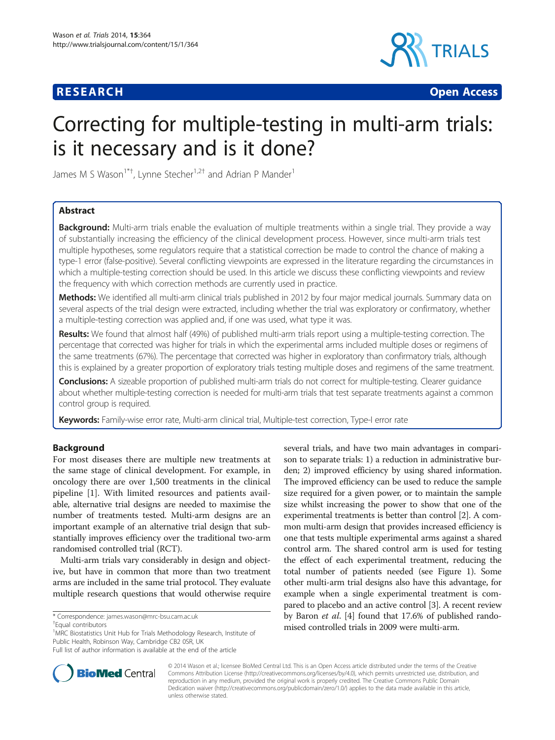**RESEARCH** **Open Access**

# Correcting for multiple-testing in multi-arm trials: is it necessary and is it done?

James M S Wason[1*†], Lynne Stecher[1,2†] and Adrian P Mander[1]

## Abstract

**Background:** Multi-arm trials enable the evaluation of multiple treatments within a single trial. They provide a way of substantially increasing the efficiency of the clinical development process. However, since multi-arm trials test multiple hypotheses, some regulators require that a statistical correction be made to control the chance of making a type-1 error (false-positive). Several conflicting viewpoints are expressed in the literature regarding the circumstances in which a multiple-testing correction should be used. In this article we discuss these conflicting viewpoints and review the frequency with which correction methods are currently used in practice.

**Methods:** We identified all multi-arm clinical trials published in 2012 by four major medical journals. Summary data on several aspects of the trial design were extracted, including whether the trial was exploratory or confirmatory, whether a multiple-testing correction was applied and, if one was used, what type it was.

**Results:** We found that almost half (49%) of published multi-arm trials report using a multiple-testing correction. The percentage that corrected was higher for trials in which the experimental arms included multiple doses or regimens of the same treatments (67%). The percentage that corrected was higher in exploratory than confirmatory trials, although this is explained by a greater proportion of exploratory trials testing multiple doses and regimens of the same treatment.

**Conclusions:** A sizeable proportion of published multi-arm trials do not correct for multiple-testing. Clearer guidance about whether multiple-testing correction is needed for multi-arm trials that test separate treatments against a common control group is required.

**Keywords:** Family-wise error rate, Multi-arm clinical trial, Multiple-test correction, Type-I error rate

## Background

For most diseases there are multiple new treatments at the same stage of clinical development. For example, in oncology there are over 1,500 treatments in the clinical pipeline [1]. With limited resources and patients available, alternative trial designs are needed to maximise the number of treatments tested. Multi-arm designs are an important example of an alternative trial design that substantially improves efficiency over the traditional two-arm randomised controlled trial (RCT).

Multi-arm trials vary considerably in design and objective, but have in common that more than two treatment arms are included in the same trial protocol. They evaluate multiple research questions that would otherwise require several trials, and have two main advantages in comparison to separate trials: 1) a reduction in administrative burden; 2) improved efficiency by using shared information. The improved efficiency can be used to reduce the sample size required for a given power, or to maintain the sample size whilst increasing the power to show that one of the experimental treatments is better than control [2]. A common multi-arm design that provides increased efficiency is one that tests multiple experimental arms against a shared control arm. The shared control arm is used for testing the effect of each experimental treatment, reducing the total number of patients needed (see Figure 1). Some other multi-arm trial designs also have this advantage, for example when a single experimental treatment is compared to placebo and an active control [3]. A recent review by Baron *et al*. [4] found that 17.6% of published randomised controlled trials in 2009 were multi-arm.

\* Correspondence: james.wason@mrc-bsu.cam.ac.uk
†Equal contributors
[1]MRC Biostatistics Unit Hub for Trials Methodology Research, Institute of Public Health, Robinson Way, Cambridge CB2 0SR, UK
Full list of author information is available at the end of the article

© 2014 Wason et al.; licensee BioMed Central Ltd. This is an Open Access article distributed under the terms of the Creative Commons Attribution License (http://creativecommons.org/licenses/by/4.0), which permits unrestricted use, distribution, and reproduction in any medium, provided the original work is properly credited. The Creative Commons Public Domain Dedication waiver (http://creativecommons.org/publicdomain/zero/1.0/) applies to the data made available in this article, unless otherwise stated.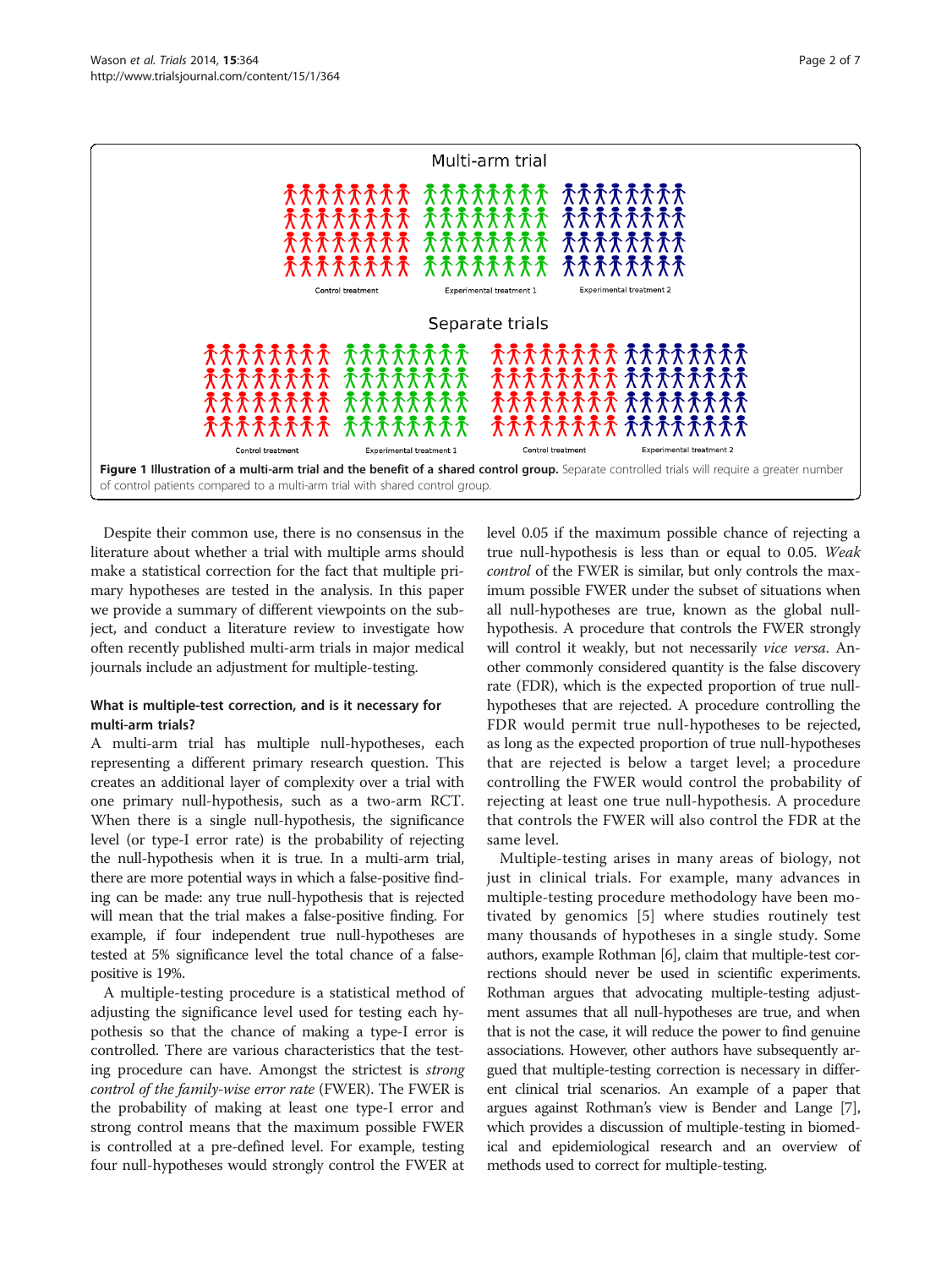Multi-arm trial

Control treatment

Experimental treatment 1

Experimental treatment 2

Separate trials

Control treatment

Experimental treatment 1

Control treatment

Experimental treatment 2

**Figure 1 Illustration of a multi-arm trial and the benefit of a shared control group.** Separate controlled trials will require a greater number of control patients compared to a multi-arm trial with shared control group.

Despite their common use, there is no consensus in the literature about whether a trial with multiple arms should make a statistical correction for the fact that multiple primary hypotheses are tested in the analysis. In this paper we provide a summary of different viewpoints on the subject, and conduct a literature review to investigate how often recently published multi-arm trials in major medical journals include an adjustment for multiple-testing.

### What is multiple-test correction, and is it necessary for multi-arm trials?

A multi-arm trial has multiple null-hypotheses, each representing a different primary research question. This creates an additional layer of complexity over a trial with one primary null-hypothesis, such as a two-arm RCT. When there is a single null-hypothesis, the significance level (or type-I error rate) is the probability of rejecting the null-hypothesis when it is true. In a multi-arm trial, there are more potential ways in which a false-positive finding can be made: any true null-hypothesis that is rejected will mean that the trial makes a false-positive finding. For example, if four independent true null-hypotheses are tested at 5% significance level the total chance of a false-positive is 19%.

A multiple-testing procedure is a statistical method of adjusting the significance level used for testing each hypothesis so that the chance of making a type-I error is controlled. There are various characteristics that the testing procedure can have. Amongst the strictest is *strong control of the family-wise error rate* (FWER). The FWER is the probability of making at least one type-I error and strong control means that the maximum possible FWER is controlled at a pre-defined level. For example, testing four null-hypotheses would strongly control the FWER at level 0.05 if the maximum possible chance of rejecting a true null-hypothesis is less than or equal to 0.05. *Weak control* of the FWER is similar, but only controls the maximum possible FWER under the subset of situations when all null-hypotheses are true, known as the global null-hypothesis. A procedure that controls the FWER strongly will control it weakly, but not necessarily *vice versa*. Another commonly considered quantity is the false discovery rate (FDR), which is the expected proportion of true null-hypotheses that are rejected. A procedure controlling the FDR would permit true null-hypotheses to be rejected, as long as the expected proportion of true null-hypotheses that are rejected is below a target level; a procedure controlling the FWER would control the probability of rejecting at least one true null-hypothesis. A procedure that controls the FWER will also control the FDR at the same level.

Multiple-testing arises in many areas of biology, not just in clinical trials. For example, many advances in multiple-testing procedure methodology have been motivated by genomics [5] where studies routinely test many thousands of hypotheses in a single study. Some authors, example Rothman [6], claim that multiple-test corrections should never be used in scientific experiments. Rothman argues that advocating multiple-testing adjustment assumes that all null-hypotheses are true, and when that is not the case, it will reduce the power to find genuine associations. However, other authors have subsequently argued that multiple-testing correction is necessary in different clinical trial scenarios. An example of a paper that argues against Rothman's view is Bender and Lange [7], which provides a discussion of multiple-testing in biomedical and epidemiological research and an overview of methods used to correct for multiple-testing.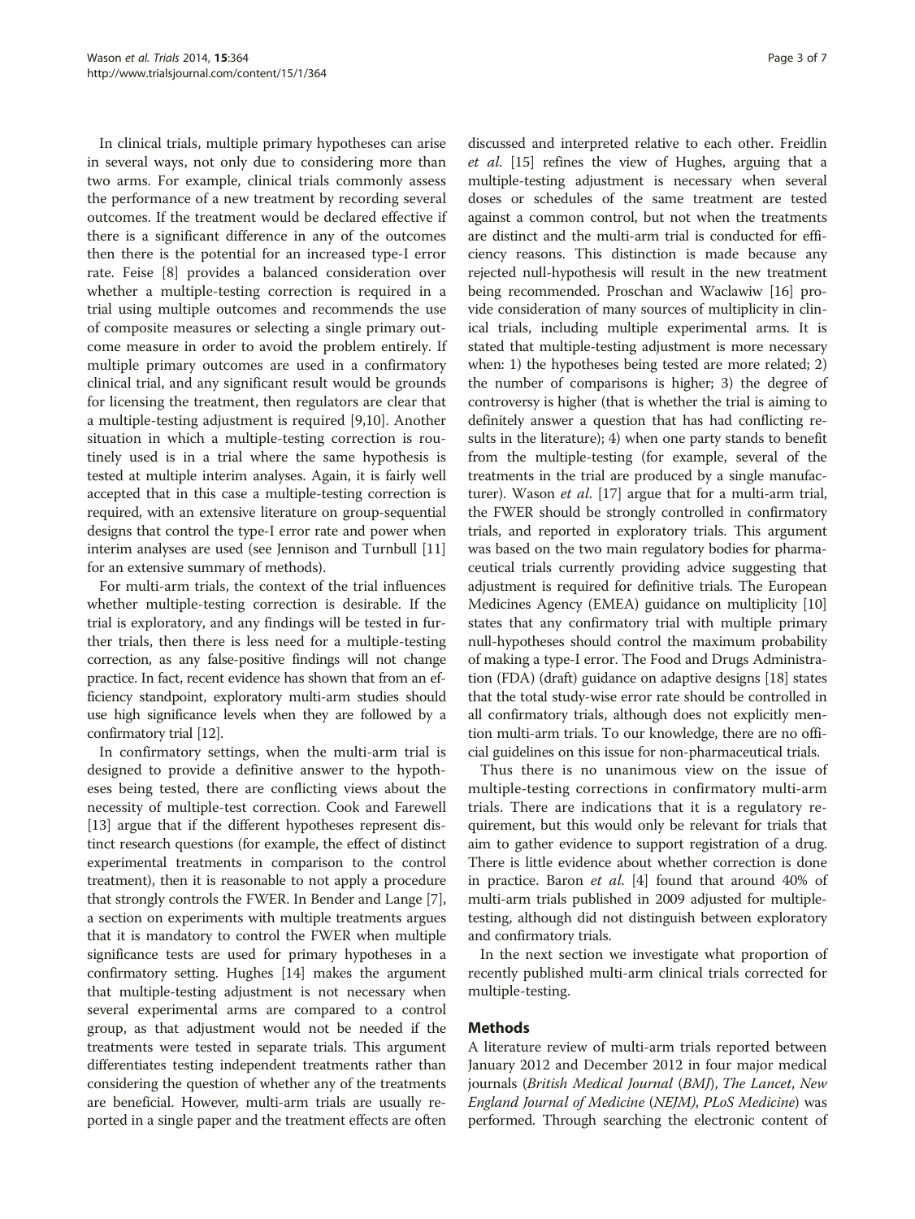In clinical trials, multiple primary hypotheses can arise in several ways, not only due to considering more than two arms. For example, clinical trials commonly assess the performance of a new treatment by recording several outcomes. If the treatment would be declared effective if there is a significant difference in any of the outcomes then there is the potential for an increased type-I error rate. Feise [8] provides a balanced consideration over whether a multiple-testing correction is required in a trial using multiple outcomes and recommends the use of composite measures or selecting a single primary outcome measure in order to avoid the problem entirely. If multiple primary outcomes are used in a confirmatory clinical trial, and any significant result would be grounds for licensing the treatment, then regulators are clear that a multiple-testing adjustment is required [9,10]. Another situation in which a multiple-testing correction is routinely used is in a trial where the same hypothesis is tested at multiple interim analyses. Again, it is fairly well accepted that in this case a multiple-testing correction is required, with an extensive literature on group-sequential designs that control the type-I error rate and power when interim analyses are used (see Jennison and Turnbull [11] for an extensive summary of methods).

For multi-arm trials, the context of the trial influences whether multiple-testing correction is desirable. If the trial is exploratory, and any findings will be tested in further trials, then there is less need for a multiple-testing correction, as any false-positive findings will not change practice. In fact, recent evidence has shown that from an efficiency standpoint, exploratory multi-arm studies should use high significance levels when they are followed by a confirmatory trial [12].

In confirmatory settings, when the multi-arm trial is designed to provide a definitive answer to the hypotheses being tested, there are conflicting views about the necessity of multiple-test correction. Cook and Farewell [13] argue that if the different hypotheses represent distinct research questions (for example, the effect of distinct experimental treatments in comparison to the control treatment), then it is reasonable to not apply a procedure that strongly controls the FWER. In Bender and Lange [7], a section on experiments with multiple treatments argues that it is mandatory to control the FWER when multiple significance tests are used for primary hypotheses in a confirmatory setting. Hughes [14] makes the argument that multiple-testing adjustment is not necessary when several experimental arms are compared to a control group, as that adjustment would not be needed if the treatments were tested in separate trials. This argument differentiates testing independent treatments rather than considering the question of whether any of the treatments are beneficial. However, multi-arm trials are usually reported in a single paper and the treatment effects are often discussed and interpreted relative to each other. Freidlin *et al.* [15] refines the view of Hughes, arguing that a multiple-testing adjustment is necessary when several doses or schedules of the same treatment are tested against a common control, but not when the treatments are distinct and the multi-arm trial is conducted for efficiency reasons. This distinction is made because any rejected null-hypothesis will result in the new treatment being recommended. Proschan and Waclawiw [16] provide consideration of many sources of multiplicity in clinical trials, including multiple experimental arms. It is stated that multiple-testing adjustment is more necessary when: 1) the hypotheses being tested are more related; 2) the number of comparisons is higher; 3) the degree of controversy is higher (that is whether the trial is aiming to definitely answer a question that has had conflicting results in the literature); 4) when one party stands to benefit from the multiple-testing (for example, several of the treatments in the trial are produced by a single manufacturer). Wason *et al.* [17] argue that for a multi-arm trial, the FWER should be strongly controlled in confirmatory trials, and reported in exploratory trials. This argument was based on the two main regulatory bodies for pharmaceutical trials currently providing advice suggesting that adjustment is required for definitive trials. The European Medicines Agency (EMEA) guidance on multiplicity [10] states that any confirmatory trial with multiple primary null-hypotheses should control the maximum probability of making a type-I error. The Food and Drugs Administration (FDA) (draft) guidance on adaptive designs [18] states that the total study-wise error rate should be controlled in all confirmatory trials, although does not explicitly mention multi-arm trials. To our knowledge, there are no official guidelines on this issue for non-pharmaceutical trials.

Thus there is no unanimous view on the issue of multiple-testing corrections in confirmatory multi-arm trials. There are indications that it is a regulatory requirement, but this would only be relevant for trials that aim to gather evidence to support registration of a drug. There is little evidence about whether correction is done in practice. Baron *et al.* [4] found that around 40% of multi-arm trials published in 2009 adjusted for multiple-testing, although did not distinguish between exploratory and confirmatory trials.

In the next section we investigate what proportion of recently published multi-arm clinical trials corrected for multiple-testing.

## Methods

A literature review of multi-arm trials reported between January 2012 and December 2012 in four major medical journals (*British Medical Journal* (*BMJ*), *The Lancet*, *New England Journal of Medicine* (*NEJM*), *PLoS Medicine*) was performed. Through searching the electronic content of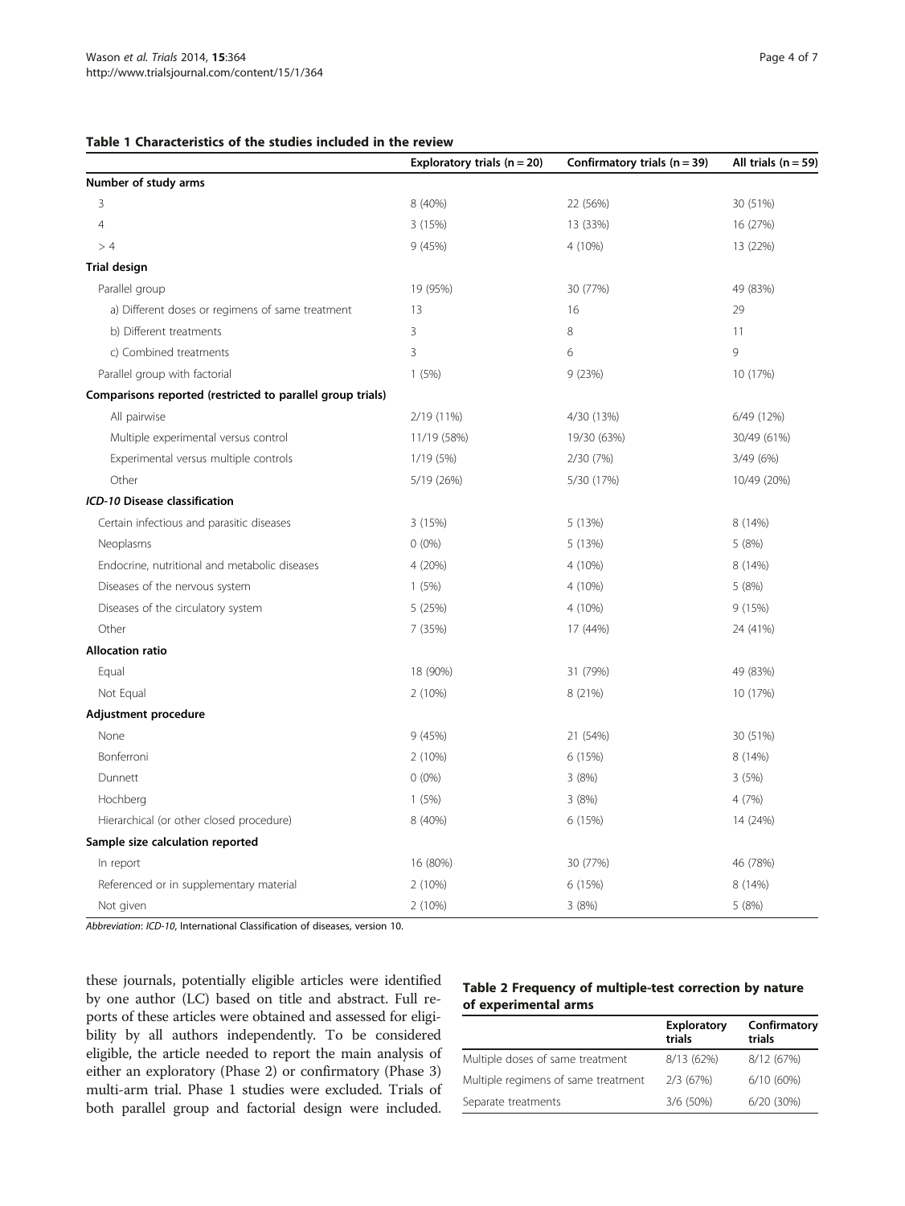**Table 1 Characteristics of the studies included in the review**

| | Exploratory trials (n = 20) | Confirmatory trials (n = 39) | All trials (n = 59) |
|---|---|---|---|
| **Number of study arms** | | | |
| 3 | 8 (40%) | 22 (56%) | 30 (51%) |
| 4 | 3 (15%) | 13 (33%) | 16 (27%) |
| > 4 | 9 (45%) | 4 (10%) | 13 (22%) |
| **Trial design** | | | |
| Parallel group | 19 (95%) | 30 (77%) | 49 (83%) |
| a) Different doses or regimens of same treatment | 13 | 16 | 29 |
| b) Different treatments | 3 | 8 | 11 |
| c) Combined treatments | 3 | 6 | 9 |
| Parallel group with factorial | 1 (5%) | 9 (23%) | 10 (17%) |
| **Comparisons reported (restricted to parallel group trials)** | | | |
| All pairwise | 2/19 (11%) | 4/30 (13%) | 6/49 (12%) |
| Multiple experimental versus control | 11/19 (58%) | 19/30 (63%) | 30/49 (61%) |
| Experimental versus multiple controls | 1/19 (5%) | 2/30 (7%) | 3/49 (6%) |
| Other | 5/19 (26%) | 5/30 (17%) | 10/49 (20%) |
| ***ICD-10* Disease classification** | | | |
| Certain infectious and parasitic diseases | 3 (15%) | 5 (13%) | 8 (14%) |
| Neoplasms | 0 (0%) | 5 (13%) | 5 (8%) |
| Endocrine, nutritional and metabolic diseases | 4 (20%) | 4 (10%) | 8 (14%) |
| Diseases of the nervous system | 1 (5%) | 4 (10%) | 5 (8%) |
| Diseases of the circulatory system | 5 (25%) | 4 (10%) | 9 (15%) |
| Other | 7 (35%) | 17 (44%) | 24 (41%) |
| **Allocation ratio** | | | |
| Equal | 18 (90%) | 31 (79%) | 49 (83%) |
| Not Equal | 2 (10%) | 8 (21%) | 10 (17%) |
| **Adjustment procedure** | | | |
| None | 9 (45%) | 21 (54%) | 30 (51%) |
| Bonferroni | 2 (10%) | 6 (15%) | 8 (14%) |
| Dunnett | 0 (0%) | 3 (8%) | 3 (5%) |
| Hochberg | 1 (5%) | 3 (8%) | 4 (7%) |
| Hierarchical (or other closed procedure) | 8 (40%) | 6 (15%) | 14 (24%) |
| **Sample size calculation reported** | | | |
| In report | 16 (80%) | 30 (77%) | 46 (78%) |
| Referenced or in supplementary material | 2 (10%) | 6 (15%) | 8 (14%) |
| Not given | 2 (10%) | 3 (8%) | 5 (8%) |

*Abbreviation*: *ICD-10*, International Classification of diseases, version 10.

these journals, potentially eligible articles were identified by one author (LC) based on title and abstract. Full reports of these articles were obtained and assessed for eligibility by all authors independently. To be considered eligible, the article needed to report the main analysis of either an exploratory (Phase 2) or confirmatory (Phase 3) multi-arm trial. Phase 1 studies were excluded. Trials of both parallel group and factorial design were included.

**Table 2 Frequency of multiple-test correction by nature of experimental arms**

| | Exploratory trials | Confirmatory trials |
|---|---|---|
| Multiple doses of same treatment | 8/13 (62%) | 8/12 (67%) |
| Multiple regimens of same treatment | 2/3 (67%) | 6/10 (60%) |
| Separate treatments | 3/6 (50%) | 6/20 (30%) |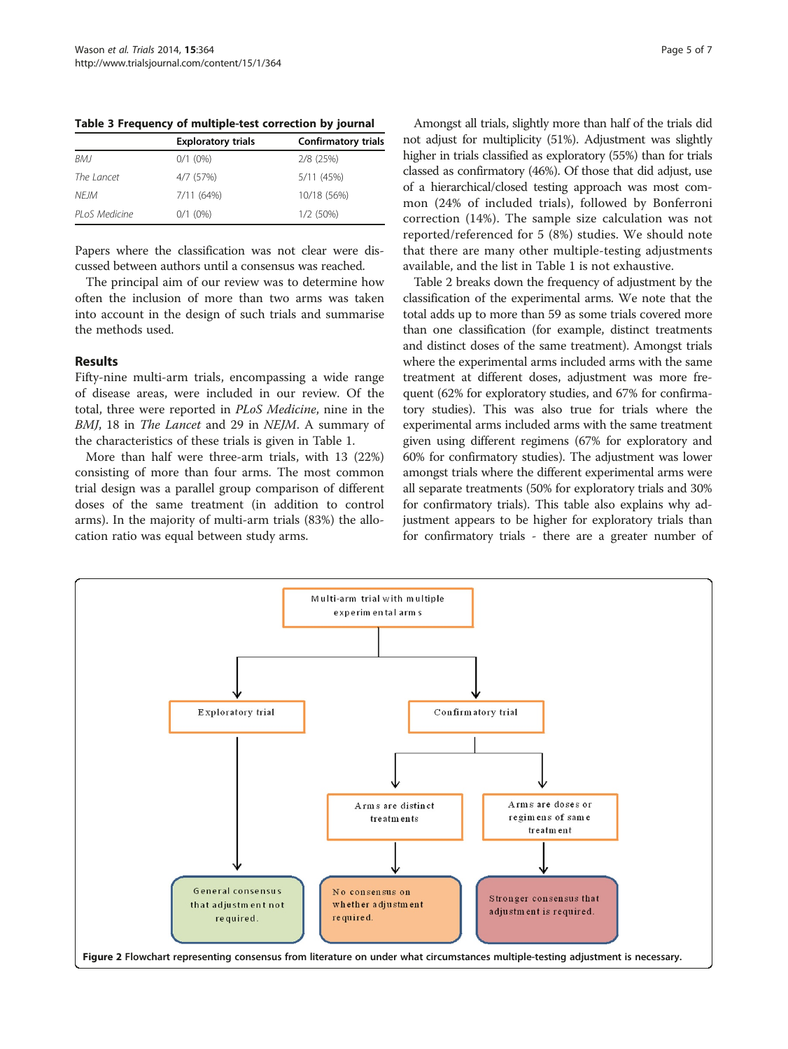**Table 3 Frequency of multiple-test correction by journal**

| | Exploratory trials | Confirmatory trials |
|---|---|---|
| *BMJ* | 0/1 (0%) | 2/8 (25%) |
| *The Lancet* | 4/7 (57%) | 5/11 (45%) |
| *NEJM* | 7/11 (64%) | 10/18 (56%) |
| *PLoS Medicine* | 0/1 (0%) | 1/2 (50%) |

Papers where the classification was not clear were discussed between authors until a consensus was reached.

The principal aim of our review was to determine how often the inclusion of more than two arms was taken into account in the design of such trials and summarise the methods used.

## Results

Fifty-nine multi-arm trials, encompassing a wide range of disease areas, were included in our review. Of the total, three were reported in *PLoS Medicine*, nine in the *BMJ*, 18 in *The Lancet* and 29 in *NEJM*. A summary of the characteristics of these trials is given in Table 1.

More than half were three-arm trials, with 13 (22%) consisting of more than four arms. The most common trial design was a parallel group comparison of different doses of the same treatment (in addition to control arms). In the majority of multi-arm trials (83%) the allocation ratio was equal between study arms.

Amongst all trials, slightly more than half of the trials did not adjust for multiplicity (51%). Adjustment was slightly higher in trials classified as exploratory (55%) than for trials classed as confirmatory (46%). Of those that did adjust, use of a hierarchical/closed testing approach was most common (24% of included trials), followed by Bonferroni correction (14%). The sample size calculation was not reported/referenced for 5 (8%) studies. We should note that there are many other multiple-testing adjustments available, and the list in Table 1 is not exhaustive.

Table 2 breaks down the frequency of adjustment by the classification of the experimental arms. We note that the total adds up to more than 59 as some trials covered more than one classification (for example, distinct treatments and distinct doses of the same treatment). Amongst trials where the experimental arms included arms with the same treatment at different doses, adjustment was more frequent (62% for exploratory studies, and 67% for confirmatory studies). This was also true for trials where the experimental arms included arms with the same treatment given using different regimens (67% for exploratory and 60% for confirmatory studies). The adjustment was lower amongst trials where the different experimental arms were all separate treatments (50% for exploratory trials and 30% for confirmatory trials). This table also explains why adjustment appears to be higher for exploratory trials than for confirmatory trials - there are a greater number of

Multi-arm trial with multiple experimental arms

Exploratory trial

Confirmatory trial

Arms are distinct treatments

Arms are doses or regimens of same treatment

General consensus that adjustment not required.

No consensus on whether adjustment required.

Stronger consensus that adjustment is required.

**Figure 2** Flowchart representing consensus from literature on under what circumstances multiple-testing adjustment is necessary.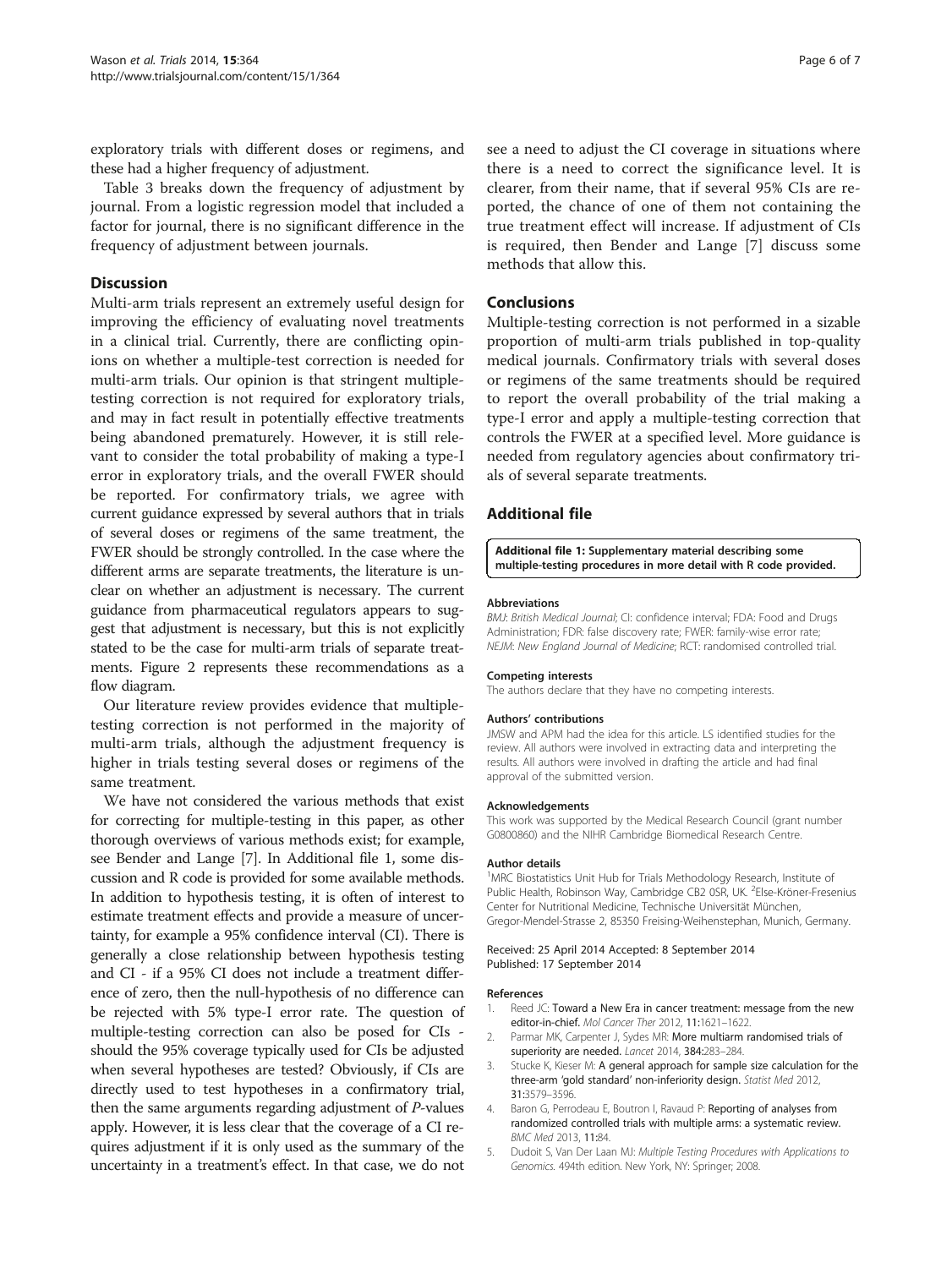exploratory trials with different doses or regimens, and these had a higher frequency of adjustment.

Table 3 breaks down the frequency of adjustment by journal. From a logistic regression model that included a factor for journal, there is no significant difference in the frequency of adjustment between journals.

## Discussion

Multi-arm trials represent an extremely useful design for improving the efficiency of evaluating novel treatments in a clinical trial. Currently, there are conflicting opinions on whether a multiple-test correction is needed for multi-arm trials. Our opinion is that stringent multiple-testing correction is not required for exploratory trials, and may in fact result in potentially effective treatments being abandoned prematurely. However, it is still relevant to consider the total probability of making a type-I error in exploratory trials, and the overall FWER should be reported. For confirmatory trials, we agree with current guidance expressed by several authors that in trials of several doses or regimens of the same treatment, the FWER should be strongly controlled. In the case where the different arms are separate treatments, the literature is unclear on whether an adjustment is necessary. The current guidance from pharmaceutical regulators appears to suggest that adjustment is necessary, but this is not explicitly stated to be the case for multi-arm trials of separate treatments. Figure 2 represents these recommendations as a flow diagram.

Our literature review provides evidence that multiple-testing correction is not performed in the majority of multi-arm trials, although the adjustment frequency is higher in trials testing several doses or regimens of the same treatment.

We have not considered the various methods that exist for correcting for multiple-testing in this paper, as other thorough overviews of various methods exist; for example, see Bender and Lange [7]. In Additional file 1, some discussion and R code is provided for some available methods. In addition to hypothesis testing, it is often of interest to estimate treatment effects and provide a measure of uncertainty, for example a 95% confidence interval (CI). There is generally a close relationship between hypothesis testing and CI - if a 95% CI does not include a treatment difference of zero, then the null-hypothesis of no difference can be rejected with 5% type-I error rate. The question of multiple-testing correction can also be posed for CIs - should the 95% coverage typically used for CIs be adjusted when several hypotheses are tested? Obviously, if CIs are directly used to test hypotheses in a confirmatory trial, then the same arguments regarding adjustment of *P*-values apply. However, it is less clear that the coverage of a CI requires adjustment if it is only used as the summary of the uncertainty in a treatment's effect. In that case, we do not see a need to adjust the CI coverage in situations where there is a need to correct the significance level. It is clearer, from their name, that if several 95% CIs are reported, the chance of one of them not containing the true treatment effect will increase. If adjustment of CIs is required, then Bender and Lange [7] discuss some methods that allow this.

## Conclusions

Multiple-testing correction is not performed in a sizable proportion of multi-arm trials published in top-quality medical journals. Confirmatory trials with several doses or regimens of the same treatments should be required to report the overall probability of the trial making a type-I error and apply a multiple-testing correction that controls the FWER at a specified level. More guidance is needed from regulatory agencies about confirmatory trials of several separate treatments.

## Additional file

**Additional file 1: Supplementary material describing some multiple-testing procedures in more detail with R code provided.**

#### Abbreviations

*BMJ*: *British Medical Journal*; CI: confidence interval; FDA: Food and Drugs Administration; FDR: false discovery rate; FWER: family-wise error rate; *NEJM*: *New England Journal of Medicine*; RCT: randomised controlled trial.

#### Competing interests

The authors declare that they have no competing interests.

#### Authors' contributions

JMSW and APM had the idea for this article. LS identified studies for the review. All authors were involved in extracting data and interpreting the results. All authors were involved in drafting the article and had final approval of the submitted version.

#### Acknowledgements

This work was supported by the Medical Research Council (grant number G0800860) and the NIHR Cambridge Biomedical Research Centre.

#### Author details

[1]MRC Biostatistics Unit Hub for Trials Methodology Research, Institute of Public Health, Robinson Way, Cambridge CB2 0SR, UK. [2]Else-Kröner-Fresenius Center for Nutritional Medicine, Technische Universität München, Gregor-Mendel-Strasse 2, 85350 Freising-Weihenstephan, Munich, Germany.

Received: 25 April 2014 Accepted: 8 September 2014
Published: 17 September 2014

#### References

1. Reed JC: Toward a New Era in cancer treatment: message from the new editor-in-chief. *Mol Cancer Ther* 2012, 11:1621–1622.
2. Parmar MK, Carpenter J, Sydes MR: More multiarm randomised trials of superiority are needed. *Lancet* 2014, 384:283–284.
3. Stucke K, Kieser M: A general approach for sample size calculation for the three-arm 'gold standard' non-inferiority design. *Statist Med* 2012, 31:3579–3596.
4. Baron G, Perrodeau E, Boutron I, Ravaud P: Reporting of analyses from randomized controlled trials with multiple arms: a systematic review. *BMC Med* 2013, 11:84.
5. Dudoit S, Van Der Laan MJ: *Multiple Testing Procedures with Applications to Genomics.* 494th edition. New York, NY: Springer; 2008.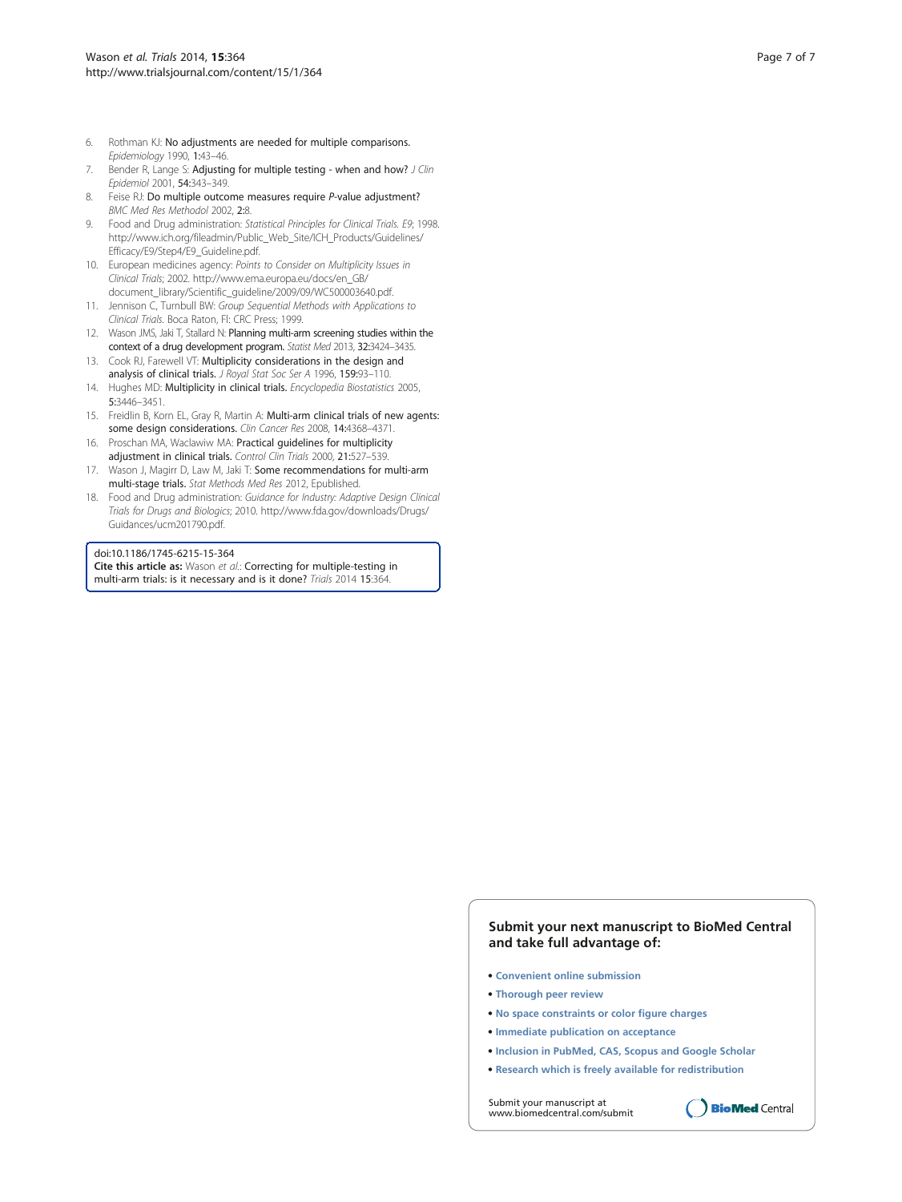6. Rothman KJ: No adjustments are needed for multiple comparisons. *Epidemiology* 1990, **1**:43–46.
7. Bender R, Lange S: Adjusting for multiple testing - when and how? *J Clin Epidemiol* 2001, **54**:343–349.
8. Feise RJ: Do multiple outcome measures require *P*-value adjustment? *BMC Med Res Methodol* 2002, **2**:8.
9. Food and Drug administration: *Statistical Principles for Clinical Trials. E9*; 1998. http://www.ich.org/fileadmin/Public_Web_Site/ICH_Products/Guidelines/Efficacy/E9/Step4/E9_Guideline.pdf.
10. European medicines agency: *Points to Consider on Multiplicity Issues in Clinical Trials*; 2002. http://www.ema.europa.eu/docs/en_GB/document_library/Scientific_guideline/2009/09/WC500003640.pdf.
11. Jennison C, Turnbull BW: *Group Sequential Methods with Applications to Clinical Trials*. Boca Raton, Fl: CRC Press; 1999.
12. Wason JMS, Jaki T, Stallard N: Planning multi-arm screening studies within the context of a drug development program. *Statist Med* 2013, **32**:3424–3435.
13. Cook RJ, Farewell VT: Multiplicity considerations in the design and analysis of clinical trials. *J Royal Stat Soc Ser A* 1996, **159**:93–110.
14. Hughes MD: Multiplicity in clinical trials. *Encyclopedia Biostatistics* 2005, **5**:3446–3451.
15. Freidlin B, Korn EL, Gray R, Martin A: Multi-arm clinical trials of new agents: some design considerations. *Clin Cancer Res* 2008, **14**:4368–4371.
16. Proschan MA, Waclawiw MA: Practical guidelines for multiplicity adjustment in clinical trials. *Control Clin Trials* 2000, **21**:527–539.
17. Wason J, Magirr D, Law M, Jaki T: Some recommendations for multi-arm multi-stage trials. *Stat Methods Med Res* 2012, Epublished.
18. Food and Drug administration: *Guidance for Industry: Adaptive Design Clinical Trials for Drugs and Biologics*; 2010. http://www.fda.gov/downloads/Drugs/Guidances/ucm201790.pdf.

doi:10.1186/1745-6215-15-364
**Cite this article as:** Wason *et al.*: Correcting for multiple-testing in multi-arm trials: is it necessary and is it done? *Trials* 2014 **15**:364.

**Submit your next manuscript to BioMed Central and take full advantage of:**

- **Convenient online submission**
- **Thorough peer review**
- **No space constraints or color figure charges**
- **Immediate publication on acceptance**
- **Inclusion in PubMed, CAS, Scopus and Google Scholar**
- **Research which is freely available for redistribution**

Submit your manuscript at
www.biomedcentral.com/submit

BioMed Central